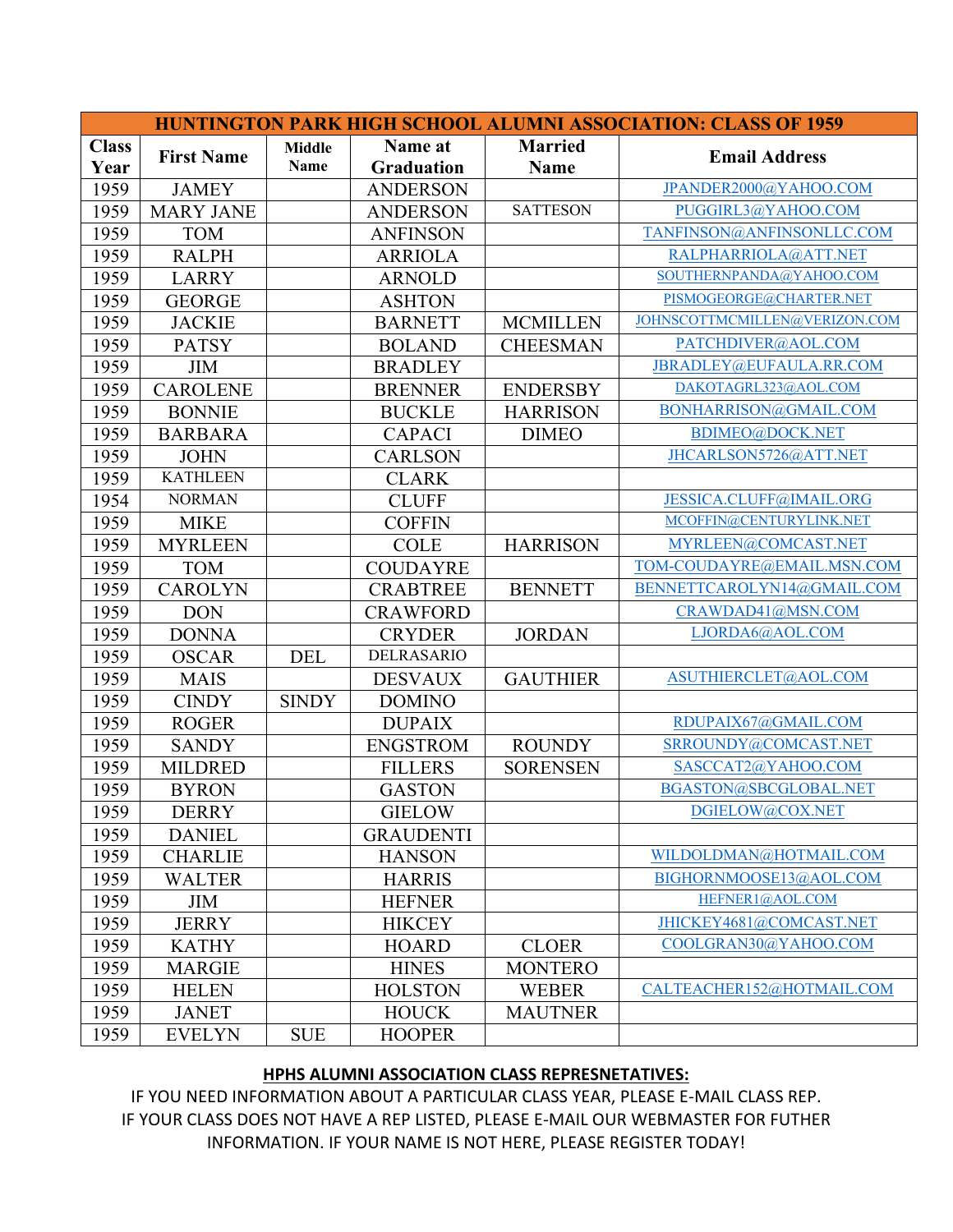| HUNTINGTON PARK HIGH SCHOOL ALUMNI ASSOCIATION: CLASS OF 1959 | | | | | |
|---|---|---|---|---|---|
| **Class Year** | **First Name** | **Middle Name** | **Name at Graduation** | **Married Name** | **Email Address** |
| 1959 | JAMEY | | ANDERSON | | JPANDER2000@YAHOO.COM |
| 1959 | MARY JANE | | ANDERSON | SATTESON | PUGGIRL3@YAHOO.COM |
| 1959 | TOM | | ANFINSON | | TANFINSON@ANFINSONLLC.COM |
| 1959 | RALPH | | ARRIOLA | | RALPHARRIOLA@ATT.NET |
| 1959 | LARRY | | ARNOLD | | SOUTHERNPANDA@YAHOO.COM |
| 1959 | GEORGE | | ASHTON | | PISMOGEORGE@CHARTER.NET |
| 1959 | JACKIE | | BARNETT | MCMILLEN | JOHNSCOTTMCMILLEN@VERIZON.COM |
| 1959 | PATSY | | BOLAND | CHEESMAN | PATCHDIVER@AOL.COM |
| 1959 | JIM | | BRADLEY | | JBRADLEY@EUFAULA.RR.COM |
| 1959 | CAROLENE | | BRENNER | ENDERSBY | DAKOTAGRL323@AOL.COM |
| 1959 | BONNIE | | BUCKLE | HARRISON | BONHARRISON@GMAIL.COM |
| 1959 | BARBARA | | CAPACI | DIMEO | BDIMEO@DOCK.NET |
| 1959 | JOHN | | CARLSON | | JHCARLSON5726@ATT.NET |
| 1959 | KATHLEEN | | CLARK | | |
| 1954 | NORMAN | | CLUFF | | JESSICA.CLUFF@IMAIL.ORG |
| 1959 | MIKE | | COFFIN | | MCOFFIN@CENTURYLINK.NET |
| 1959 | MYRLEEN | | COLE | HARRISON | MYRLEEN@COMCAST.NET |
| 1959 | TOM | | COUDAYRE | | TOM-COUDAYRE@EMAIL.MSN.COM |
| 1959 | CAROLYN | | CRABTREE | BENNETT | BENNETTCAROLYN14@GMAIL.COM |
| 1959 | DON | | CRAWFORD | | CRAWDAD41@MSN.COM |
| 1959 | DONNA | | CRYDER | JORDAN | LJORDA6@AOL.COM |
| 1959 | OSCAR | DEL | DELRASARIO | | |
| 1959 | MAIS | | DESVAUX | GAUTHIER | ASUTHIERCLET@AOL.COM |
| 1959 | CINDY | SINDY | DOMINO | | |
| 1959 | ROGER | | DUPAIX | | RDUPAIX67@GMAIL.COM |
| 1959 | SANDY | | ENGSTROM | ROUNDY | SRROUNDY@COMCAST.NET |
| 1959 | MILDRED | | FILLERS | SORENSEN | SASCCAT2@YAHOO.COM |
| 1959 | BYRON | | GASTON | | BGASTON@SBCGLOBAL.NET |
| 1959 | DERRY | | GIELOW | | DGIELOW@COX.NET |
| 1959 | DANIEL | | GRAUDENTI | | |
| 1959 | CHARLIE | | HANSON | | WILDOLDMAN@HOTMAIL.COM |
| 1959 | WALTER | | HARRIS | | BIGHORNMOOSE13@AOL.COM |
| 1959 | JIM | | HEFNER | | HEFNER1@AOL.COM |
| 1959 | JERRY | | HIKCEY | | JHICKEY4681@COMCAST.NET |
| 1959 | KATHY | | HOARD | CLOER | COOLGRAN30@YAHOO.COM |
| 1959 | MARGIE | | HINES | MONTERO | |
| 1959 | HELEN | | HOLSTON | WEBER | CALTEACHER152@HOTMAIL.COM |
| 1959 | JANET | | HOUCK | MAUTNER | |
| 1959 | EVELYN | SUE | HOOPER | | |

**HPHS ALUMNI ASSOCIATION CLASS REPRESNETATIVES:**

IF YOU NEED INFORMATION ABOUT A PARTICULAR CLASS YEAR, PLEASE E-MAIL CLASS REP.
IF YOUR CLASS DOES NOT HAVE A REP LISTED, PLEASE E-MAIL OUR WEBMASTER FOR FUTHER INFORMATION. IF YOUR NAME IS NOT HERE, PLEASE REGISTER TODAY!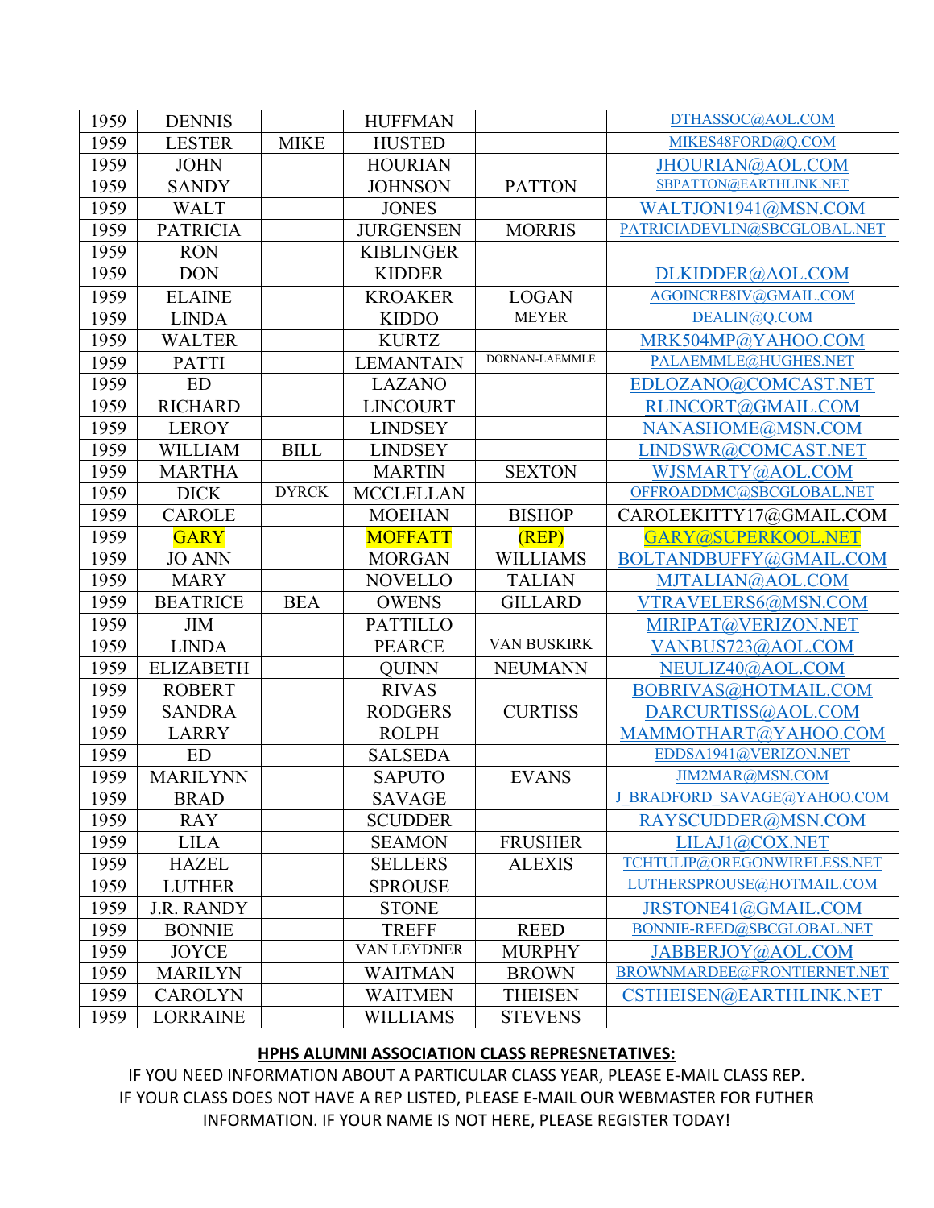| 1959 | DENNIS | | HUFFMAN | | DTHASSOC@AOL.COM |
|---|---|---|---|---|---|
| 1959 | LESTER | MIKE | HUSTED | | MIKES48FORD@Q.COM |
| 1959 | JOHN | | HOURIAN | | JHOURIAN@AOL.COM |
| 1959 | SANDY | | JOHNSON | PATTON | SBPATTON@EARTHLINK.NET |
| 1959 | WALT | | JONES | | WALTJON1941@MSN.COM |
| 1959 | PATRICIA | | JURGENSEN | MORRIS | PATRICIADEVLIN@SBCGLOBAL.NET |
| 1959 | RON | | KIBLINGER | | |
| 1959 | DON | | KIDDER | | DLKIDDER@AOL.COM |
| 1959 | ELAINE | | KROAKER | LOGAN | AGOINCRE8IV@GMAIL.COM |
| 1959 | LINDA | | KIDDO | MEYER | DEALIN@Q.COM |
| 1959 | WALTER | | KURTZ | | MRK504MP@YAHOO.COM |
| 1959 | PATTI | | LEMANTAIN | DORNAN-LAEMMLE | PALAEMMLE@HUGHES.NET |
| 1959 | ED | | LAZANO | | EDLOZANO@COMCAST.NET |
| 1959 | RICHARD | | LINCOURT | | RLINCORT@GMAIL.COM |
| 1959 | LEROY | | LINDSEY | | NANASHOME@MSN.COM |
| 1959 | WILLIAM | BILL | LINDSEY | | LINDSWR@COMCAST.NET |
| 1959 | MARTHA | | MARTIN | SEXTON | WJSMARTY@AOL.COM |
| 1959 | DICK | DYRCK | MCCLELLAN | | OFFROADDMC@SBCGLOBAL.NET |
| 1959 | CAROLE | | MOEHAN | BISHOP | CAROLEKITTY17@GMAIL.COM |
| 1959 | GARY | | MOFFATT | (REP) | GARY@SUPERKOOL.NET |
| 1959 | JO ANN | | MORGAN | WILLIAMS | BOLTANDBUFFY@GMAIL.COM |
| 1959 | MARY | | NOVELLO | TALIAN | MJTALIAN@AOL.COM |
| 1959 | BEATRICE | BEA | OWENS | GILLARD | VTRAVELERS6@MSN.COM |
| 1959 | JIM | | PATTILLO | | MIRIPAT@VERIZON.NET |
| 1959 | LINDA | | PEARCE | VAN BUSKIRK | VANBUS723@AOL.COM |
| 1959 | ELIZABETH | | QUINN | NEUMANN | NEULIZ40@AOL.COM |
| 1959 | ROBERT | | RIVAS | | BOBRIVAS@HOTMAIL.COM |
| 1959 | SANDRA | | RODGERS | CURTISS | DARCURTISS@AOL.COM |
| 1959 | LARRY | | ROLPH | | MAMMOTHART@YAHOO.COM |
| 1959 | ED | | SALSEDA | | EDDSA1941@VERIZON.NET |
| 1959 | MARILYNN | | SAPUTO | EVANS | JIM2MAR@MSN.COM |
| 1959 | BRAD | | SAVAGE | | J_BRADFORD_SAVAGE@YAHOO.COM |
| 1959 | RAY | | SCUDDER | | RAYSCUDDER@MSN.COM |
| 1959 | LILA | | SEAMON | FRUSHER | LILAJ1@COX.NET |
| 1959 | HAZEL | | SELLERS | ALEXIS | TCHTULIP@OREGONWIRELESS.NET |
| 1959 | LUTHER | | SPROUSE | | LUTHERSPROUSE@HOTMAIL.COM |
| 1959 | J.R. RANDY | | STONE | | JRSTONE41@GMAIL.COM |
| 1959 | BONNIE | | TREFF | REED | BONNIE-REED@SBCGLOBAL.NET |
| 1959 | JOYCE | | VAN LEYDNER | MURPHY | JABBERJOY@AOL.COM |
| 1959 | MARILYN | | WAITMAN | BROWN | BROWNMARDEE@FRONTIERNET.NET |
| 1959 | CAROLYN | | WAITMEN | THEISEN | CSTHEISEN@EARTHLINK.NET |
| 1959 | LORRAINE | | WILLIAMS | STEVENS | |

**HPHS ALUMNI ASSOCIATION CLASS REPRESNETATIVES:**

IF YOU NEED INFORMATION ABOUT A PARTICULAR CLASS YEAR, PLEASE E-MAIL CLASS REP.
IF YOUR CLASS DOES NOT HAVE A REP LISTED, PLEASE E-MAIL OUR WEBMASTER FOR FUTHER INFORMATION. IF YOUR NAME IS NOT HERE, PLEASE REGISTER TODAY!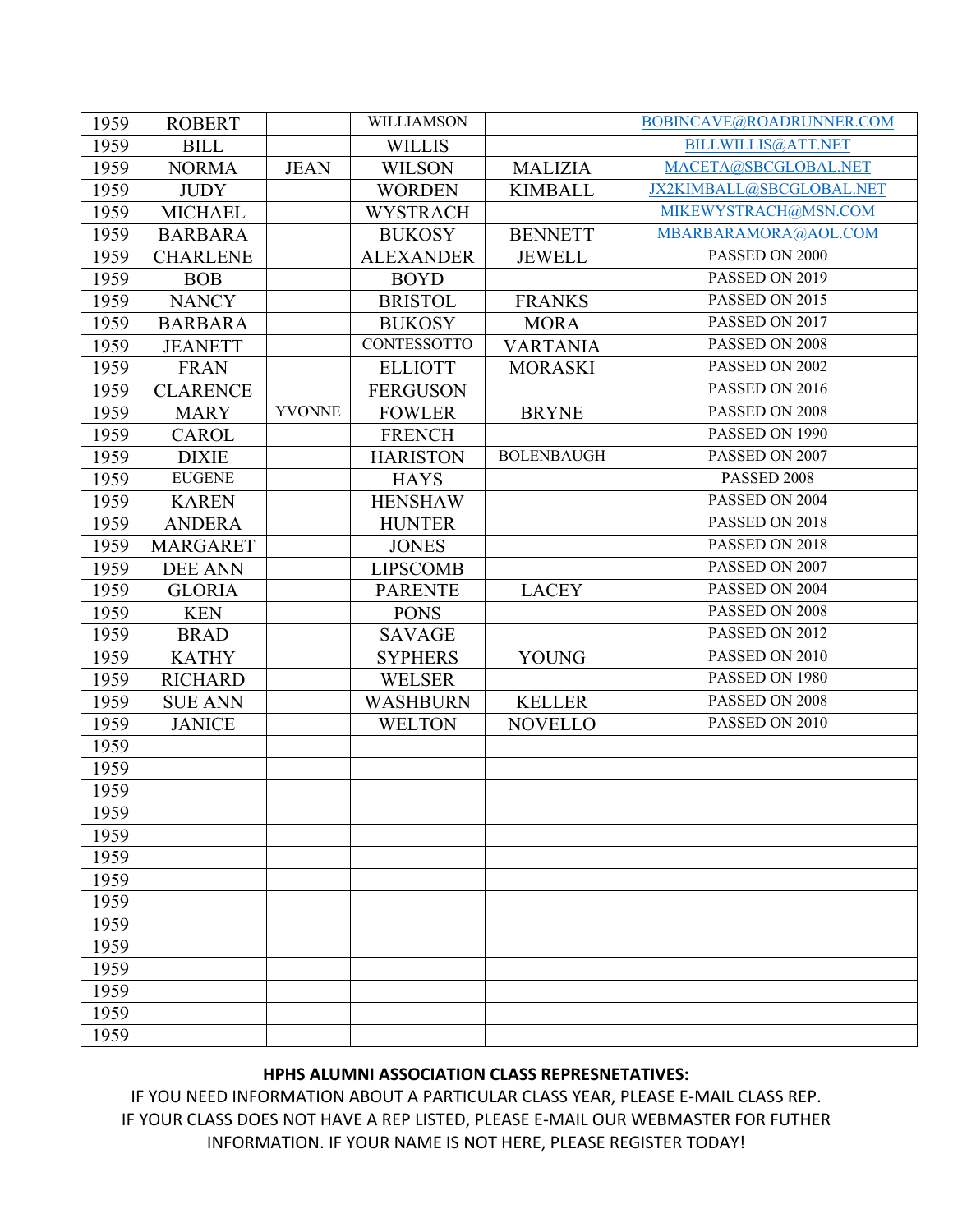| | | | | | |
|---|---|---|---|---|---|
| 1959 | ROBERT | | WILLIAMSON | | BOBINCAVE@ROADRUNNER.COM |
| 1959 | BILL | | WILLIS | | BILLWILLIS@ATT.NET |
| 1959 | NORMA | JEAN | WILSON | MALIZIA | MACETA@SBCGLOBAL.NET |
| 1959 | JUDY | | WORDEN | KIMBALL | JX2KIMBALL@SBCGLOBAL.NET |
| 1959 | MICHAEL | | WYSTRACH | | MIKEWYSTRACH@MSN.COM |
| 1959 | BARBARA | | BUKOSY | BENNETT | MBARBARAMORA@AOL.COM |
| 1959 | CHARLENE | | ALEXANDER | JEWELL | PASSED ON 2000 |
| 1959 | BOB | | BOYD | | PASSED ON 2019 |
| 1959 | NANCY | | BRISTOL | FRANKS | PASSED ON 2015 |
| 1959 | BARBARA | | BUKOSY | MORA | PASSED ON 2017 |
| 1959 | JEANETT | | CONTESSOTTO | VARTANIA | PASSED ON 2008 |
| 1959 | FRAN | | ELLIOTT | MORASKI | PASSED ON 2002 |
| 1959 | CLARENCE | | FERGUSON | | PASSED ON 2016 |
| 1959 | MARY | YVONNE | FOWLER | BRYNE | PASSED ON 2008 |
| 1959 | CAROL | | FRENCH | | PASSED ON 1990 |
| 1959 | DIXIE | | HARISTON | BOLENBAUGH | PASSED ON 2007 |
| 1959 | EUGENE | | HAYS | | PASSED 2008 |
| 1959 | KAREN | | HENSHAW | | PASSED ON 2004 |
| 1959 | ANDERA | | HUNTER | | PASSED ON 2018 |
| 1959 | MARGARET | | JONES | | PASSED ON 2018 |
| 1959 | DEE ANN | | LIPSCOMB | | PASSED ON 2007 |
| 1959 | GLORIA | | PARENTE | LACEY | PASSED ON 2004 |
| 1959 | KEN | | PONS | | PASSED ON 2008 |
| 1959 | BRAD | | SAVAGE | | PASSED ON 2012 |
| 1959 | KATHY | | SYPHERS | YOUNG | PASSED ON 2010 |
| 1959 | RICHARD | | WELSER | | PASSED ON 1980 |
| 1959 | SUE ANN | | WASHBURN | KELLER | PASSED ON 2008 |
| 1959 | JANICE | | WELTON | NOVELLO | PASSED ON 2010 |
| 1959 | | | | | |
| 1959 | | | | | |
| 1959 | | | | | |
| 1959 | | | | | |
| 1959 | | | | | |
| 1959 | | | | | |
| 1959 | | | | | |
| 1959 | | | | | |
| 1959 | | | | | |
| 1959 | | | | | |
| 1959 | | | | | |
| 1959 | | | | | |
| 1959 | | | | | |
| 1959 | | | | | |

**HPHS ALUMNI ASSOCIATION CLASS REPRESNETATIVES:**

IF YOU NEED INFORMATION ABOUT A PARTICULAR CLASS YEAR, PLEASE E-MAIL CLASS REP.
IF YOUR CLASS DOES NOT HAVE A REP LISTED, PLEASE E-MAIL OUR WEBMASTER FOR FUTHER INFORMATION. IF YOUR NAME IS NOT HERE, PLEASE REGISTER TODAY!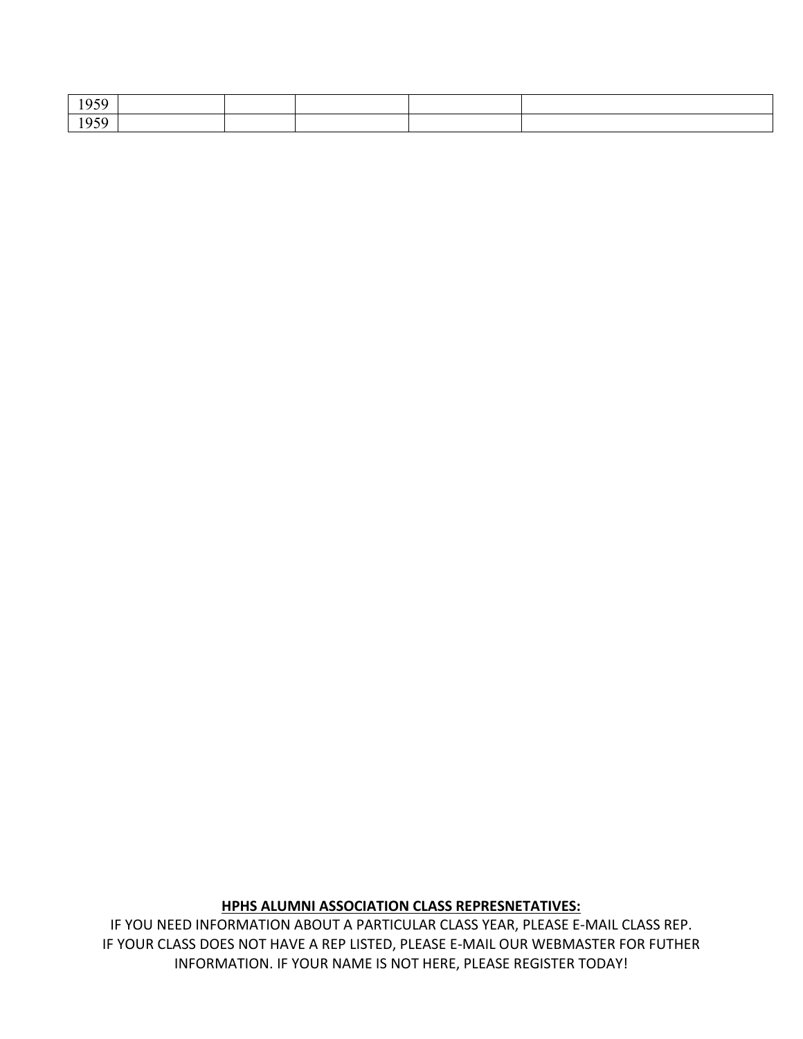| | | | | | |
|---|---|---|---|---|---|
| 1959 | | | | | |
| 1959 | | | | | |

**HPHS ALUMNI ASSOCIATION CLASS REPRESNETATIVES:**

IF YOU NEED INFORMATION ABOUT A PARTICULAR CLASS YEAR, PLEASE E-MAIL CLASS REP. IF YOUR CLASS DOES NOT HAVE A REP LISTED, PLEASE E-MAIL OUR WEBMASTER FOR FUTHER INFORMATION. IF YOUR NAME IS NOT HERE, PLEASE REGISTER TODAY!